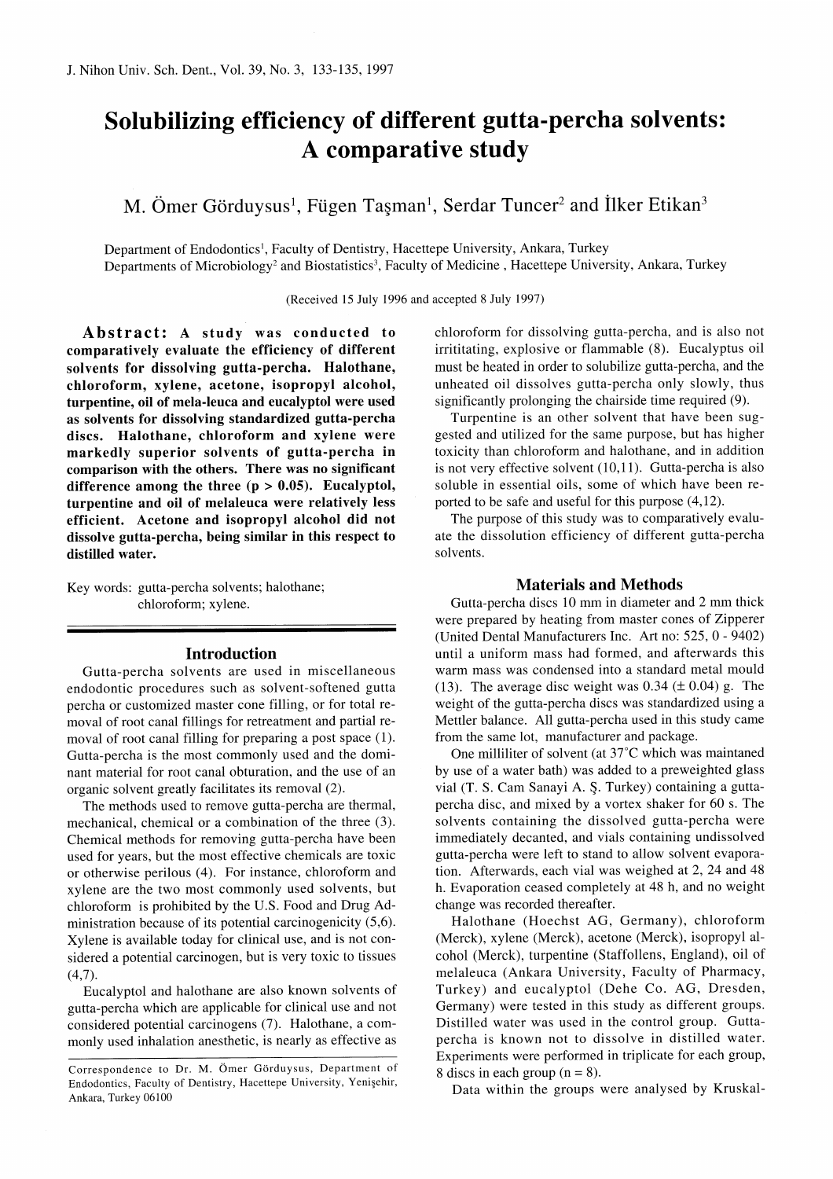# Solubilizing efficiency of different gutta-percha solvents: A comparative study

M. Ömer Görduysus[1], Fügen Taşman[1], Serdar Tuncer[2] and İlker Etikan[3]

Department of Endodontics[1], Faculty of Dentistry, Hacettepe University, Ankara, Turkey
Departments of Microbiology[2] and Biostatistics[3], Faculty of Medicine , Hacettepe University, Ankara, Turkey

(Received 15 July 1996 and accepted 8 July 1997)

**Abstract: A study was conducted to comparatively evaluate the efficiency of different solvents for dissolving gutta-percha. Halothane, chloroform, xylene, acetone, isopropyl alcohol, turpentine, oil of mela-leuca and eucalyptol were used as solvents for dissolving standardized gutta-percha discs. Halothane, chloroform and xylene were markedly superior solvents of gutta-percha in comparison with the others. There was no significant difference among the three ($p > 0.05$). Eucalyptol, turpentine and oil of melaleuca were relatively less efficient. Acetone and isopropyl alcohol did not dissolve gutta-percha, being similar in this respect to distilled water.**

Key words: gutta-percha solvents; halothane; chloroform; xylene.

## Introduction

Gutta-percha solvents are used in miscellaneous endodontic procedures such as solvent-softened gutta percha or customized master cone filling, or for total removal of root canal fillings for retreatment and partial removal of root canal filling for preparing a post space (1). Gutta-percha is the most commonly used and the dominant material for root canal obturation, and the use of an organic solvent greatly facilitates its removal (2).

The methods used to remove gutta-percha are thermal, mechanical, chemical or a combination of the three (3). Chemical methods for removing gutta-percha have been used for years, but the most effective chemicals are toxic or otherwise perilous (4). For instance, chloroform and xylene are the two most commonly used solvents, but chloroform is prohibited by the U.S. Food and Drug Administration because of its potential carcinogenicity (5,6). Xylene is available today for clinical use, and is not considered a potential carcinogen, but is very toxic to tissues (4,7).

Eucalyptol and halothane are also known solvents of gutta-percha which are applicable for clinical use and not considered potential carcinogens (7). Halothane, a commonly used inhalation anesthetic, is nearly as effective as chloroform for dissolving gutta-percha, and is also not irrititating, explosive or flammable (8). Eucalyptus oil must be heated in order to solubilize gutta-percha, and the unheated oil dissolves gutta-percha only slowly, thus significantly prolonging the chairside time required (9).

Turpentine is an other solvent that have been suggested and utilized for the same purpose, but has higher toxicity than chloroform and halothane, and in addition is not very effective solvent (10,11). Gutta-percha is also soluble in essential oils, some of which have been reported to be safe and useful for this purpose (4,12).

The purpose of this study was to comparatively evaluate the dissolution efficiency of different gutta-percha solvents.

## Materials and Methods

Gutta-percha discs 10 mm in diameter and 2 mm thick were prepared by heating from master cones of Zipperer (United Dental Manufacturers Inc. Art no: 525, 0 - 9402) until a uniform mass had formed, and afterwards this warm mass was condensed into a standard metal mould (13). The average disc weight was 0.34 (± 0.04) g. The weight of the gutta-percha discs was standardized using a Mettler balance. All gutta-percha used in this study came from the same lot, manufacturer and package.

One milliliter of solvent (at 37°C which was maintaned by use of a water bath) was added to a preweighted glass vial (T. S. Cam Sanayi A. Ş. Turkey) containing a gutta-percha disc, and mixed by a vortex shaker for 60 s. The solvents containing the dissolved gutta-percha were immediately decanted, and vials containing undissolved gutta-percha were left to stand to allow solvent evaporation. Afterwards, each vial was weighed at 2, 24 and 48 h. Evaporation ceased completely at 48 h, and no weight change was recorded thereafter.

Halothane (Hoechst AG, Germany), chloroform (Merck), xylene (Merck), acetone (Merck), isopropyl alcohol (Merck), turpentine (Staffollens, England), oil of melaleuca (Ankara University, Faculty of Pharmacy, Turkey) and eucalyptol (Dehe Co. AG, Dresden, Germany) were tested in this study as different groups. Distilled water was used in the control group. Gutta-percha is known not to dissolve in distilled water. Experiments were performed in triplicate for each group, 8 discs in each group (n = 8).

Data within the groups were analysed by Kruskal-

Correspondence to Dr. M. Ömer Görduysus, Department of Endodontics, Faculty of Dentistry, Hacettepe University, Yenişehir, Ankara, Turkey 06100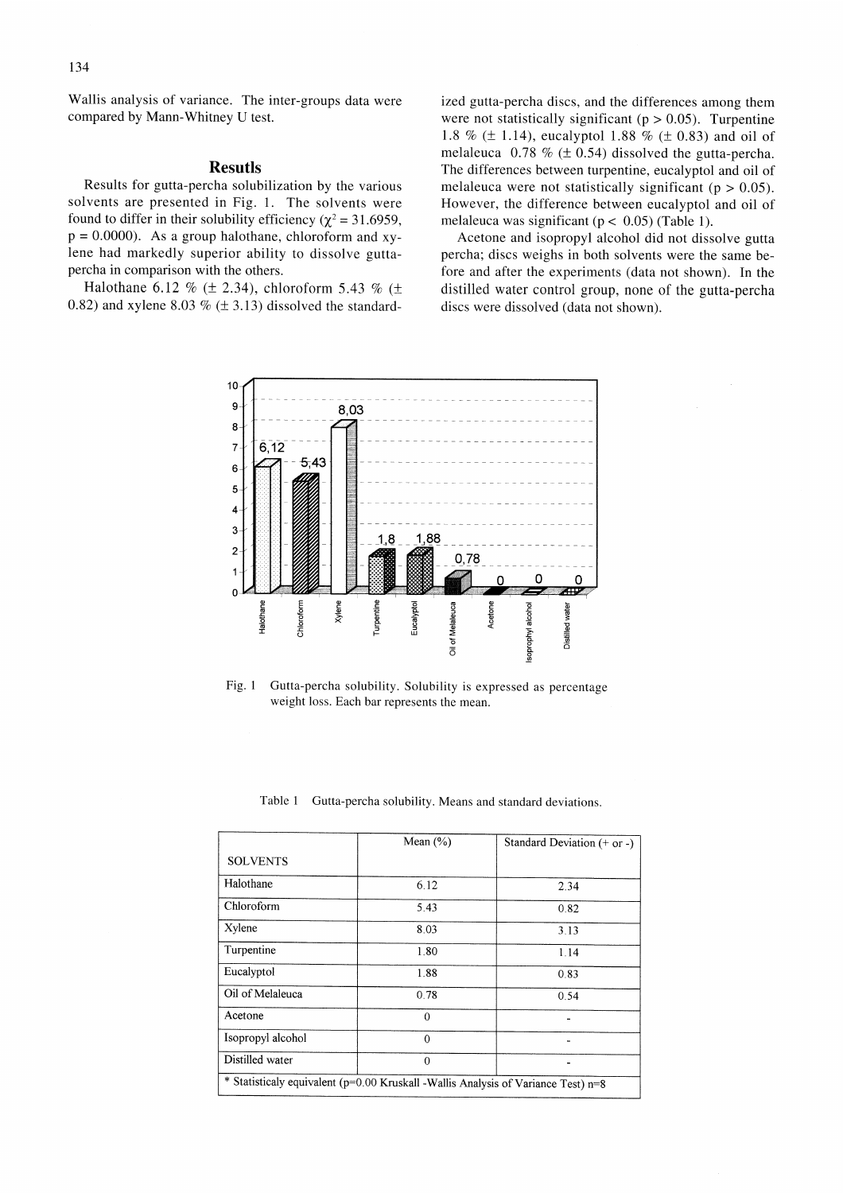Wallis analysis of variance. The inter-groups data were compared by Mann-Whitney U test.

## Resutls

Results for gutta-percha solubilization by the various solvents are presented in Fig. 1. The solvents were found to differ in their solubility efficiency ($\chi^2 = 31.6959$, $p = 0.0000$). As a group halothane, chloroform and xylene had markedly superior ability to dissolve gutta-percha in comparison with the others.

Halothane 6.12 % (± 2.34), chloroform 5.43 % (± 0.82) and xylene 8.03 % (± 3.13) dissolved the standardized gutta-percha discs, and the differences among them were not statistically significant ($p > 0.05$). Turpentine 1.8 % (± 1.14), eucalyptol 1.88 % (± 0.83) and oil of melaleuca 0.78 % (± 0.54) dissolved the gutta-percha. The differences between turpentine, eucalyptol and oil of melaleuca were not statistically significant ($p > 0.05$). However, the difference between eucalyptol and oil of melaleuca was significant ($p < 0.05$) (Table 1).

Acetone and isopropyl alcohol did not dissolve gutta percha; discs weighs in both solvents were the same before and after the experiments (data not shown). In the distilled water control group, none of the gutta-percha discs were dissolved (data not shown).

Fig. 1 Gutta-percha solubility. Solubility is expressed as percentage weight loss. Each bar represents the mean.

Table 1 Gutta-percha solubility. Means and standard deviations.

| SOLVENTS | Mean (%) | Standard Deviation (+ or -) |
|---|---|---|
| Halothane | 6.12 | 2.34 |
| Chloroform | 5.43 | 0.82 |
| Xylene | 8.03 | 3.13 |
| Turpentine | 1.80 | 1.14 |
| Eucalyptol | 1.88 | 0.83 |
| Oil of Melaleuca | 0.78 | 0.54 |
| Acetone | 0 | - |
| Isopropyl alcohol | 0 | - |
| Distilled water | 0 | - |
| * Statisticaly equivalent (p=0.00 Kruskall -Wallis Analysis of Variance Test) n=8 | | |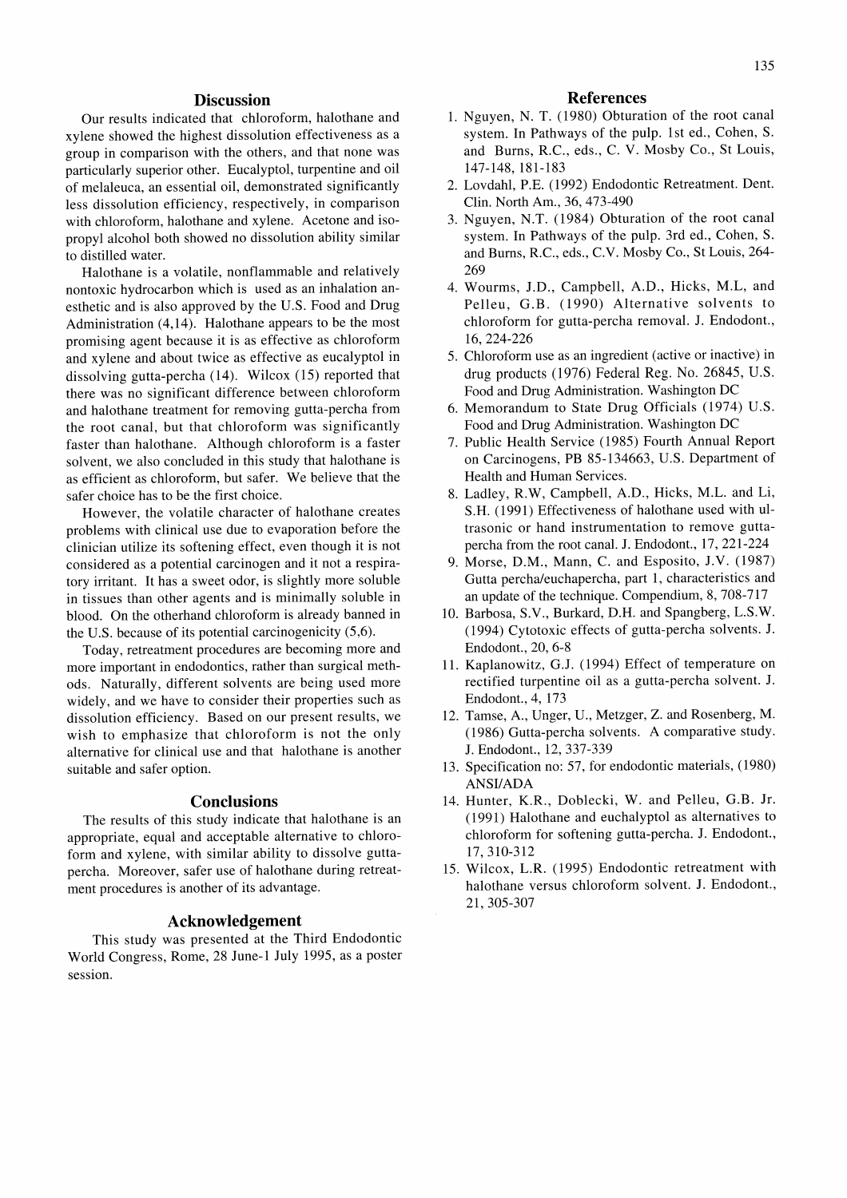## Discussion

Our results indicated that chloroform, halothane and xylene showed the highest dissolution effectiveness as a group in comparison with the others, and that none was particularly superior other. Eucalyptol, turpentine and oil of melaleuca, an essential oil, demonstrated significantly less dissolution efficiency, respectively, in comparison with chloroform, halothane and xylene. Acetone and isopropyl alcohol both showed no dissolution ability similar to distilled water.

Halothane is a volatile, nonflammable and relatively nontoxic hydrocarbon which is used as an inhalation anesthetic and is also approved by the U.S. Food and Drug Administration (4,14). Halothane appears to be the most promising agent because it is as effective as chloroform and xylene and about twice as effective as eucalyptol in dissolving gutta-percha (14). Wilcox (15) reported that there was no significant difference between chloroform and halothane treatment for removing gutta-percha from the root canal, but that chloroform was significantly faster than halothane. Although chloroform is a faster solvent, we also concluded in this study that halothane is as efficient as chloroform, but safer. We believe that the safer choice has to be the first choice.

However, the volatile character of halothane creates problems with clinical use due to evaporation before the clinician utilize its softening effect, even though it is not considered as a potential carcinogen and it not a respiratory irritant. It has a sweet odor, is slightly more soluble in tissues than other agents and is minimally soluble in blood. On the otherhand chloroform is already banned in the U.S. because of its potential carcinogenicity (5,6).

Today, retreatment procedures are becoming more and more important in endodontics, rather than surgical methods. Naturally, different solvents are being used more widely, and we have to consider their properties such as dissolution efficiency. Based on our present results, we wish to emphasize that chloroform is not the only alternative for clinical use and that halothane is another suitable and safer option.

## Conclusions

The results of this study indicate that halothane is an appropriate, equal and acceptable alternative to chloroform and xylene, with similar ability to dissolve gutta-percha. Moreover, safer use of halothane during retreatment procedures is another of its advantage.

## Acknowledgement

This study was presented at the Third Endodontic World Congress, Rome, 28 June-1 July 1995, as a poster session.

## References

1. Nguyen, N. T. (1980) Obturation of the root canal system. In Pathways of the pulp. 1st ed., Cohen, S. and Burns, R.C., eds., C. V. Mosby Co., St Louis, 147-148, 181-183
2. Lovdahl, P.E. (1992) Endodontic Retreatment. Dent. Clin. North Am., 36, 473-490
3. Nguyen, N.T. (1984) Obturation of the root canal system. In Pathways of the pulp. 3rd ed., Cohen, S. and Burns, R.C., eds., C.V. Mosby Co., St Louis, 264-269
4. Wourms, J.D., Campbell, A.D., Hicks, M.L, and Pelleu, G.B. (1990) Alternative solvents to chloroform for gutta-percha removal. J. Endodont., 16, 224-226
5. Chloroform use as an ingredient (active or inactive) in drug products (1976) Federal Reg. No. 26845, U.S. Food and Drug Administration. Washington DC
6. Memorandum to State Drug Officials (1974) U.S. Food and Drug Administration. Washington DC
7. Public Health Service (1985) Fourth Annual Report on Carcinogens, PB 85-134663, U.S. Department of Health and Human Services.
8. Ladley, R.W, Campbell, A.D., Hicks, M.L. and Li, S.H. (1991) Effectiveness of halothane used with ultrasonic or hand instrumentation to remove gutta-percha from the root canal. J. Endodont., 17, 221-224
9. Morse, D.M., Mann, C. and Esposito, J.V. (1987) Gutta percha/euchapercha, part 1, characteristics and an update of the technique. Compendium, 8, 708-717
10. Barbosa, S.V., Burkard, D.H. and Spangberg, L.S.W. (1994) Cytotoxic effects of gutta-percha solvents. J. Endodont., 20, 6-8
11. Kaplanowitz, G.J. (1994) Effect of temperature on rectified turpentine oil as a gutta-percha solvent. J. Endodont., 4, 173
12. Tamse, A., Unger, U., Metzger, Z. and Rosenberg, M. (1986) Gutta-percha solvents. A comparative study. J. Endodont., 12, 337-339
13. Specification no: 57, for endodontic materials, (1980) ANSI/ADA
14. Hunter, K.R., Doblecki, W. and Pelleu, G.B. Jr. (1991) Halothane and euchalyptol as alternatives to chloroform for softening gutta-percha. J. Endodont., 17, 310-312
15. Wilcox, L.R. (1995) Endodontic retreatment with halothane versus chloroform solvent. J. Endodont., 21, 305-307